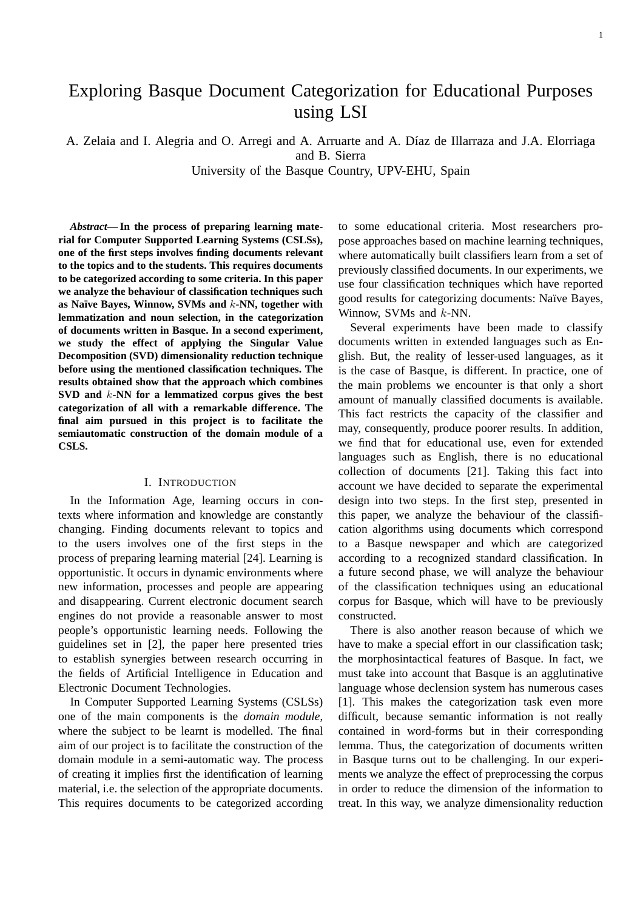# Exploring Basque Document Categorization for Educational Purposes using LSI

A. Zelaia and I. Alegria and O. Arregi and A. Arruarte and A. Díaz de Illarraza and J.A. Elorriaga and B. Sierra
University of the Basque Country, UPV-EHU, Spain

***Abstract*— In the process of preparing learning material for Computer Supported Learning Systems (CSLSs), one of the first steps involves finding documents relevant to the topics and to the students. This requires documents to be categorized according to some criteria. In this paper we analyze the behaviour of classification techniques such as Naïve Bayes, Winnow, SVMs and $k$-NN, together with lemmatization and noun selection, in the categorization of documents written in Basque. In a second experiment, we study the effect of applying the Singular Value Decomposition (SVD) dimensionality reduction technique before using the mentioned classification techniques. The results obtained show that the approach which combines SVD and $k$-NN for a lemmatized corpus gives the best categorization of all with a remarkable difference. The final aim pursued in this project is to facilitate the semiautomatic construction of the domain module of a CSLS.**

## I. Introduction

In the Information Age, learning occurs in contexts where information and knowledge are constantly changing. Finding documents relevant to topics and to the users involves one of the first steps in the process of preparing learning material [24]. Learning is opportunistic. It occurs in dynamic environments where new information, processes and people are appearing and disappearing. Current electronic document search engines do not provide a reasonable answer to most people's opportunistic learning needs. Following the guidelines set in [2], the paper here presented tries to establish synergies between research occurring in the fields of Artificial Intelligence in Education and Electronic Document Technologies.

In Computer Supported Learning Systems (CSLSs) one of the main components is the *domain module*, where the subject to be learnt is modelled. The final aim of our project is to facilitate the construction of the domain module in a semi-automatic way. The process of creating it implies first the identification of learning material, i.e. the selection of the appropriate documents. This requires documents to be categorized according to some educational criteria. Most researchers propose approaches based on machine learning techniques, where automatically built classifiers learn from a set of previously classified documents. In our experiments, we use four classification techniques which have reported good results for categorizing documents: Naïve Bayes, Winnow, SVMs and $k$-NN.

Several experiments have been made to classify documents written in extended languages such as English. But, the reality of lesser-used languages, as it is the case of Basque, is different. In practice, one of the main problems we encounter is that only a short amount of manually classified documents is available. This fact restricts the capacity of the classifier and may, consequently, produce poorer results. In addition, we find that for educational use, even for extended languages such as English, there is no educational collection of documents [21]. Taking this fact into account we have decided to separate the experimental design into two steps. In the first step, presented in this paper, we analyze the behaviour of the classification algorithms using documents which correspond to a Basque newspaper and which are categorized according to a recognized standard classification. In a future second phase, we will analyze the behaviour of the classification techniques using an educational corpus for Basque, which will have to be previously constructed.

There is also another reason because of which we have to make a special effort in our classification task; the morphosintactical features of Basque. In fact, we must take into account that Basque is an agglutinative language whose declension system has numerous cases [1]. This makes the categorization task even more difficult, because semantic information is not really contained in word-forms but in their corresponding lemma. Thus, the categorization of documents written in Basque turns out to be challenging. In our experiments we analyze the effect of preprocessing the corpus in order to reduce the dimension of the information to treat. In this way, we analyze dimensionality reduction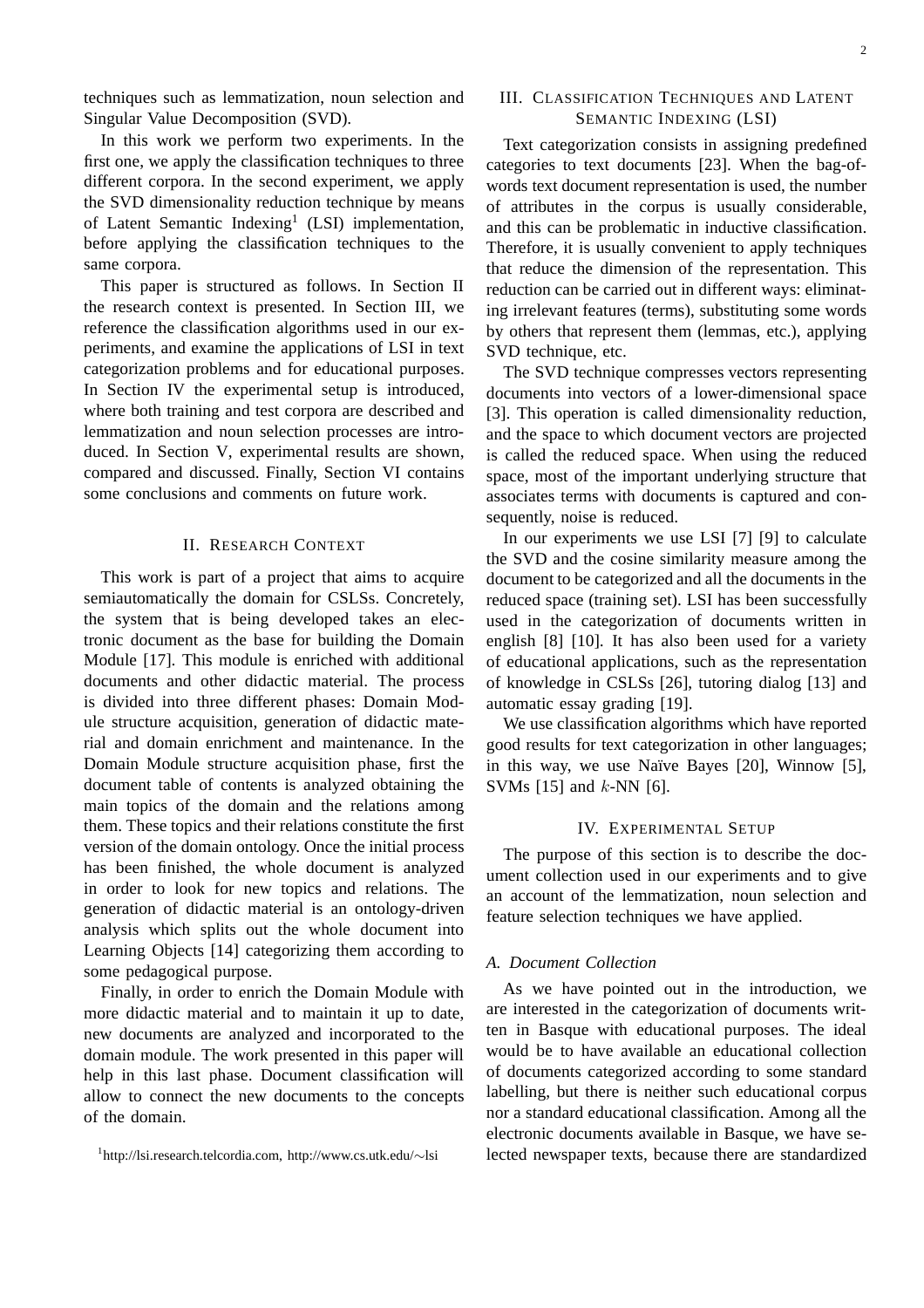techniques such as lemmatization, noun selection and Singular Value Decomposition (SVD).

In this work we perform two experiments. In the first one, we apply the classification techniques to three different corpora. In the second experiment, we apply the SVD dimensionality reduction technique by means of Latent Semantic Indexing[1] (LSI) implementation, before applying the classification techniques to the same corpora.

This paper is structured as follows. In Section II the research context is presented. In Section III, we reference the classification algorithms used in our experiments, and examine the applications of LSI in text categorization problems and for educational purposes. In Section IV the experimental setup is introduced, where both training and test corpora are described and lemmatization and noun selection processes are introduced. In Section V, experimental results are shown, compared and discussed. Finally, Section VI contains some conclusions and comments on future work.

## II. Research Context

This work is part of a project that aims to acquire semiautomatically the domain for CSLSs. Concretely, the system that is being developed takes an electronic document as the base for building the Domain Module [17]. This module is enriched with additional documents and other didactic material. The process is divided into three different phases: Domain Module structure acquisition, generation of didactic material and domain enrichment and maintenance. In the Domain Module structure acquisition phase, first the document table of contents is analyzed obtaining the main topics of the domain and the relations among them. These topics and their relations constitute the first version of the domain ontology. Once the initial process has been finished, the whole document is analyzed in order to look for new topics and relations. The generation of didactic material is an ontology-driven analysis which splits out the whole document into Learning Objects [14] categorizing them according to some pedagogical purpose.

Finally, in order to enrich the Domain Module with more didactic material and to maintain it up to date, new documents are analyzed and incorporated to the domain module. The work presented in this paper will help in this last phase. Document classification will allow to connect the new documents to the concepts of the domain.

[1] http://lsi.research.telcordia.com, http://www.cs.utk.edu/∼lsi

## III. Classification Techniques and Latent Semantic Indexing (LSI)

Text categorization consists in assigning predefined categories to text documents [23]. When the bag-of-words text document representation is used, the number of attributes in the corpus is usually considerable, and this can be problematic in inductive classification. Therefore, it is usually convenient to apply techniques that reduce the dimension of the representation. This reduction can be carried out in different ways: eliminating irrelevant features (terms), substituting some words by others that represent them (lemmas, etc.), applying SVD technique, etc.

The SVD technique compresses vectors representing documents into vectors of a lower-dimensional space [3]. This operation is called dimensionality reduction, and the space to which document vectors are projected is called the reduced space. When using the reduced space, most of the important underlying structure that associates terms with documents is captured and consequently, noise is reduced.

In our experiments we use LSI [7] [9] to calculate the SVD and the cosine similarity measure among the document to be categorized and all the documents in the reduced space (training set). LSI has been successfully used in the categorization of documents written in english [8] [10]. It has also been used for a variety of educational applications, such as the representation of knowledge in CSLSs [26], tutoring dialog [13] and automatic essay grading [19].

We use classification algorithms which have reported good results for text categorization in other languages; in this way, we use Naïve Bayes [20], Winnow [5], SVMs [15] and $k$-NN [6].

## IV. Experimental Setup

The purpose of this section is to describe the document collection used in our experiments and to give an account of the lemmatization, noun selection and feature selection techniques we have applied.

### A. Document Collection

As we have pointed out in the introduction, we are interested in the categorization of documents written in Basque with educational purposes. The ideal would be to have available an educational collection of documents categorized according to some standard labelling, but there is neither such educational corpus nor a standard educational classification. Among all the electronic documents available in Basque, we have selected newspaper texts, because there are standardized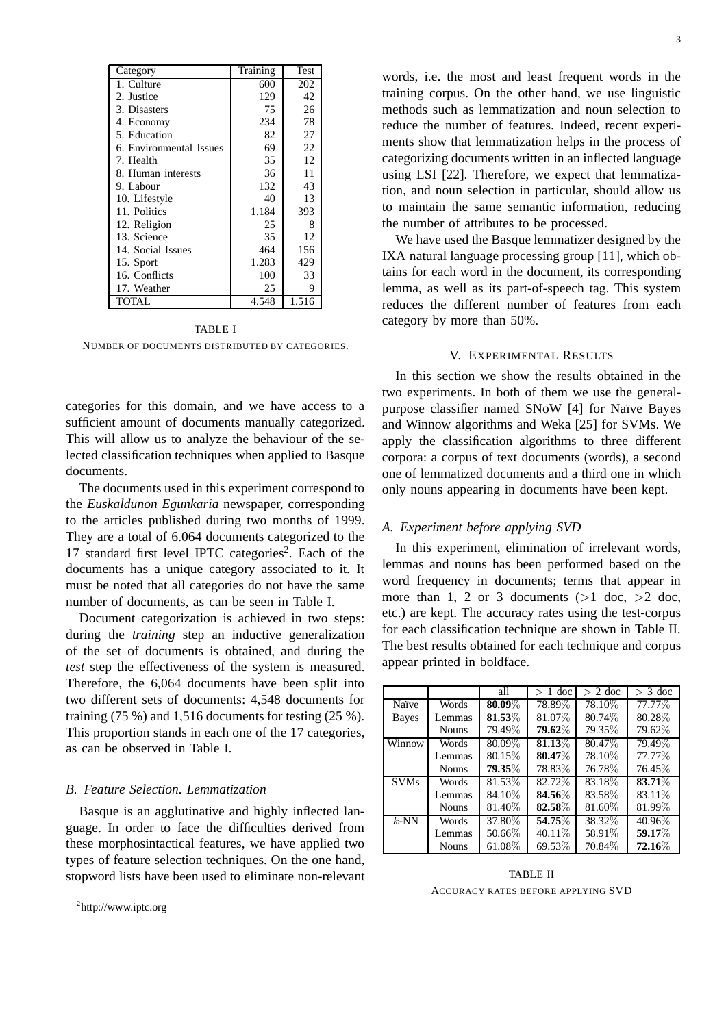| Category | Training | Test |
|---|---|---|
| 1. Culture | 600 | 202 |
| 2. Justice | 129 | 42 |
| 3. Disasters | 75 | 26 |
| 4. Economy | 234 | 78 |
| 5. Education | 82 | 27 |
| 6. Environmental Issues | 69 | 22 |
| 7. Health | 35 | 12 |
| 8. Human interests | 36 | 11 |
| 9. Labour | 132 | 43 |
| 10. Lifestyle | 40 | 13 |
| 11. Politics | 1.184 | 393 |
| 12. Religion | 25 | 8 |
| 13. Science | 35 | 12 |
| 14. Social Issues | 464 | 156 |
| 15. Sport | 1.283 | 429 |
| 16. Conflicts | 100 | 33 |
| 17. Weather | 25 | 9 |
| TOTAL | 4.548 | 1.516 |

TABLE I

NUMBER OF DOCUMENTS DISTRIBUTED BY CATEGORIES.

categories for this domain, and we have access to a sufficient amount of documents manually categorized. This will allow us to analyze the behaviour of the selected classification techniques when applied to Basque documents.

The documents used in this experiment correspond to the *Euskaldunon Egunkaria* newspaper, corresponding to the articles published during two months of 1999. They are a total of 6.064 documents categorized to the 17 standard first level IPTC categories[2]. Each of the documents has a unique category associated to it. It must be noted that all categories do not have the same number of documents, as can be seen in Table I.

Document categorization is achieved in two steps: during the *training* step an inductive generalization of the set of documents is obtained, and during the *test* step the effectiveness of the system is measured. Therefore, the 6,064 documents have been split into two different sets of documents: 4,548 documents for training (75 %) and 1,516 documents for testing (25 %). This proportion stands in each one of the 17 categories, as can be observed in Table I.

### *B. Feature Selection. Lemmatization*

Basque is an agglutinative and highly inflected language. In order to face the difficulties derived from these morphosintactical features, we have applied two types of feature selection techniques. On the one hand, stopword lists have been used to eliminate non-relevant words, i.e. the most and least frequent words in the training corpus. On the other hand, we use linguistic methods such as lemmatization and noun selection to reduce the number of features. Indeed, recent experiments show that lemmatization helps in the process of categorizing documents written in an inflected language using LSI [22]. Therefore, we expect that lemmatization, and noun selection in particular, should allow us to maintain the same semantic information, reducing the number of attributes to be processed.

We have used the Basque lemmatizer designed by the IXA natural language processing group [11], which obtains for each word in the document, its corresponding lemma, as well as its part-of-speech tag. This system reduces the different number of features from each category by more than 50%.

[2] http://www.iptc.org

## V. EXPERIMENTAL RESULTS

In this section we show the results obtained in the two experiments. In both of them we use the general-purpose classifier named SNoW [4] for Naïve Bayes and Winnow algorithms and Weka [25] for SVMs. We apply the classification algorithms to three different corpora: a corpus of text documents (words), a second one of lemmatized documents and a third one in which only nouns appearing in documents have been kept.

### *A. Experiment before applying SVD*

In this experiment, elimination of irrelevant words, lemmas and nouns has been performed based on the word frequency in documents; terms that appear in more than 1, 2 or 3 documents (>1 doc, >2 doc, etc.) are kept. The accuracy rates using the test-corpus for each classification technique are shown in Table II. The best results obtained for each technique and corpus appear printed in boldface.

| | | all | $>1$ doc | $>2$ doc | $>3$ doc |
|---|---|---|---|---|---|
| Naïve Bayes | Words | **80.09**% | 78.89% | 78.10% | 77.77% |
| | Lemmas | **81.53**% | 81.07% | 80.74% | 80.28% |
| | Nouns | 79.49% | **79.62**% | 79.35% | 79.62% |
| Winnow | Words | 80.09% | **81.13**% | 80.47% | 79.49% |
| | Lemmas | 80.15% | **80.47**% | 78.10% | 77.77% |
| | Nouns | **79.35**% | 78.83% | 76.78% | 76.45% |
| SVMs | Words | 81.53% | 82.72% | 83.18% | **83.71**% |
| | Lemmas | 84.10% | **84.56**% | 83.58% | 83.11% |
| | Nouns | 81.40% | **82.58**% | 81.60% | 81.99% |
| $k$-NN | Words | 37.80% | **54.75**% | 38.32% | 40.96% |
| | Lemmas | 50.66% | 40.11% | 58.91% | **59.17**% |
| | Nouns | 61.08% | 69.53% | 70.84% | **72.16**% |

TABLE II

ACCURACY RATES BEFORE APPLYING SVD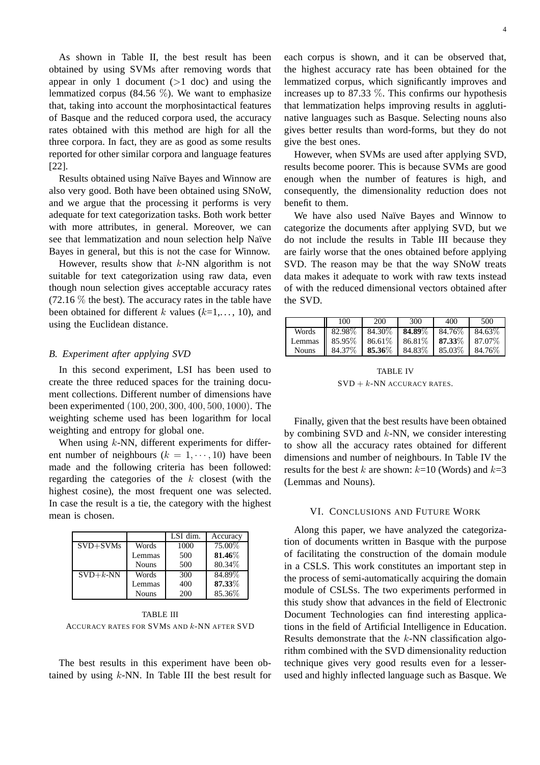As shown in Table II, the best result has been obtained by using SVMs after removing words that appear in only 1 document (>1 doc) and using the lemmatized corpus (84.56 %). We want to emphasize that, taking into account the morphosintactical features of Basque and the reduced corpora used, the accuracy rates obtained with this method are high for all the three corpora. In fact, they are as good as some results reported for other similar corpora and language features [22].

Results obtained using Naïve Bayes and Winnow are also very good. Both have been obtained using SNoW, and we argue that the processing it performs is very adequate for text categorization tasks. Both work better with more attributes, in general. Moreover, we can see that lemmatization and noun selection help Naïve Bayes in general, but this is not the case for Winnow.

However, results show that $k$-NN algorithm is not suitable for text categorization using raw data, even though noun selection gives acceptable accuracy rates (72.16 % the best). The accuracy rates in the table have been obtained for different $k$ values ($k$=1,..., 10), and using the Euclidean distance.

### B. Experiment after applying SVD

In this second experiment, LSI has been used to create the three reduced spaces for the training document collections. Different number of dimensions have been experimented $(100, 200, 300, 400, 500, 1000)$. The weighting scheme used has been logarithm for local weighting and entropy for global one.

When using $k$-NN, different experiments for different number of neighbours ($k = 1, \cdots, 10$) have been made and the following criteria has been followed: regarding the categories of the $k$ closest (with the highest cosine), the most frequent one was selected. In case the result is a tie, the category with the highest mean is chosen.

| | | LSI dim. | Accuracy |
|---|---|---|---|
| SVD+SVMs | Words | 1000 | 75.00% |
| | Lemmas | 500 | **81.46**% |
| | Nouns | 500 | 80.34% |
| SVD+$k$-NN | Words | 300 | 84.89% |
| | Lemmas | 400 | **87.33**% |
| | Nouns | 200 | 85.36% |

TABLE III
ACCURACY RATES FOR SVMS AND $k$-NN AFTER SVD

The best results in this experiment have been obtained by using $k$-NN. In Table III the best result for each corpus is shown, and it can be observed that, the highest accuracy rate has been obtained for the lemmatized corpus, which significantly improves and increases up to 87.33 %. This confirms our hypothesis that lemmatization helps improving results in agglutinative languages such as Basque. Selecting nouns also gives better results than word-forms, but they do not give the best ones.

However, when SVMs are used after applying SVD, results become poorer. This is because SVMs are good enough when the number of features is high, and consequently, the dimensionality reduction does not benefit to them.

We have also used Naïve Bayes and Winnow to categorize the documents after applying SVD, but we do not include the results in Table III because they are fairly worse that the ones obtained before applying SVD. The reason may be that the way SNoW treats data makes it adequate to work with raw texts instead of with the reduced dimensional vectors obtained after the SVD.

| | 100 | 200 | 300 | 400 | 500 |
|---|---|---|---|---|---|
| Words | 82.98% | 84.30% | **84.89**% | 84.76% | 84.63% |
| Lemmas | 85.95% | 86.61% | 86.81% | **87.33**% | 87.07% |
| Nouns | 84.37% | **85.36**% | 84.83% | 85.03% | 84.76% |

TABLE IV
SVD + $k$-NN ACCURACY RATES.

Finally, given that the best results have been obtained by combining SVD and $k$-NN, we consider interesting to show all the accuracy rates obtained for different dimensions and number of neighbours. In Table IV the results for the best $k$ are shown: $k$=10 (Words) and $k$=3 (Lemmas and Nouns).

## VI. Conclusions and Future Work

Along this paper, we have analyzed the categorization of documents written in Basque with the purpose of facilitating the construction of the domain module in a CSLS. This work constitutes an important step in the process of semi-automatically acquiring the domain module of CSLSs. The two experiments performed in this study show that advances in the field of Electronic Document Technologies can find interesting applications in the field of Artificial Intelligence in Education. Results demonstrate that the $k$-NN classification algorithm combined with the SVD dimensionality reduction technique gives very good results even for a lesser-used and highly inflected language such as Basque. We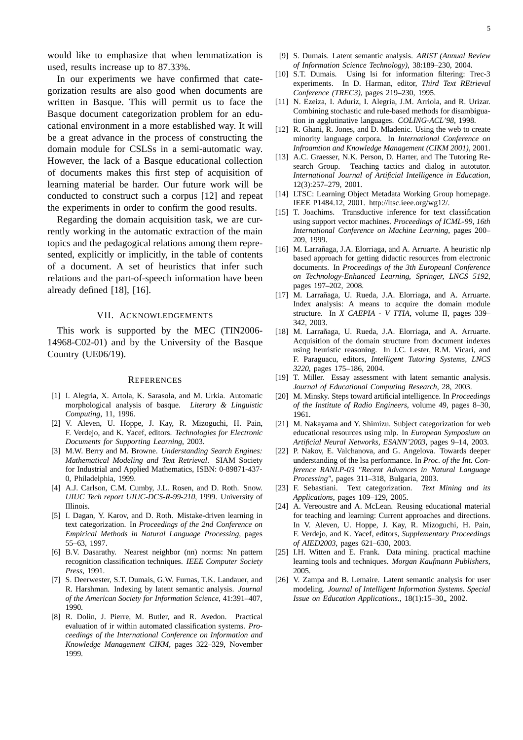would like to emphasize that when lemmatization is used, results increase up to 87.33%.

In our experiments we have confirmed that categorization results are also good when documents are written in Basque. This will permit us to face the Basque document categorization problem for an educational environment in a more established way. It will be a great advance in the process of constructing the domain module for CSLSs in a semi-automatic way. However, the lack of a Basque educational collection of documents makes this first step of acquisition of learning material be harder. Our future work will be conducted to construct such a corpus [12] and repeat the experiments in order to confirm the good results.

Regarding the domain acquisition task, we are currently working in the automatic extraction of the main topics and the pedagogical relations among them represented, explicitly or implicitly, in the table of contents of a document. A set of heuristics that infer such relations and the part-of-speech information have been already defined [18], [16].

## VII. Acknowledgements

This work is supported by the MEC (TIN2006-14968-C02-01) and by the University of the Basque Country (UE06/19).

## References

[1] I. Alegria, X. Artola, K. Sarasola, and M. Urkia. Automatic morphological analysis of basque. *Literary & Linguistic Computing*, 11, 1996.

[2] V. Aleven, U. Hoppe, J. Kay, R. Mizoguchi, H. Pain, F. Verdejo, and K. Yacef, editors. *Technologies for Electronic Documents for Supporting Learning*, 2003.

[3] M.W. Berry and M. Browne. *Understanding Search Engines: Mathematical Modeling and Text Retrieval*. SIAM Society for Industrial and Applied Mathematics, ISBN: 0-89871-437-0, Philadelphia, 1999.

[4] A.J. Carlson, C.M. Cumby, J.L. Rosen, and D. Roth. Snow. *UIUC Tech report UIUC-DCS-R-99-210*, 1999. University of Illinois.

[5] I. Dagan, Y. Karov, and D. Roth. Mistake-driven learning in text categorization. In *Proceedings of the 2nd Conference on Empirical Methods in Natural Language Processing*, pages 55–63, 1997.

[6] B.V. Dasarathy. Nearest neighbor (nn) norms: Nn pattern recognition classification techniques. *IEEE Computer Society Press*, 1991.

[7] S. Deerwester, S.T. Dumais, G.W. Furnas, T.K. Landauer, and R. Harshman. Indexing by latent semantic analysis. *Journal of the American Society for Information Science*, 41:391–407, 1990.

[8] R. Dolin, J. Pierre, M. Butler, and R. Avedon. Practical evaluation of ir within automated classification systems. *Proceedings of the International Conference on Information and Knowledge Management CIKM*, pages 322–329, November 1999.

[9] S. Dumais. Latent semantic analysis. *ARIST (Annual Review of Information Science Technology)*, 38:189–230, 2004.

[10] S.T. Dumais. Using lsi for information filtering: Trec-3 experiments. In D. Harman, editor, *Third Text REtrieval Conference (TREC3)*, pages 219–230, 1995.

[11] N. Ezeiza, I. Aduriz, I. Alegria, J.M. Arriola, and R. Urizar. Combining stochastic and rule-based methods for disambiguation in agglutinative languages. *COLING-ACL'98*, 1998.

[12] R. Ghani, R. Jones, and D. Mladenic. Using the web to create minority language corpora. In *International Conference on Infroamtion and Knowledge Management (CIKM 2001)*, 2001.

[13] A.C. Graesser, N.K. Person, D. Harter, and The Tutoring Research Group. Teaching tactics and dialog in autotutor. *International Journal of Artificial Intelligence in Education*, 12(3):257–279, 2001.

[14] LTSC: Learning Object Metadata Working Group homepage. IEEE P1484.12, 2001. http://ltsc.ieee.org/wg12/.

[15] T. Joachims. Transductive inference for text classification using support vector machines. *Proceedings of ICML-99, 16th International Conference on Machine Learning*, pages 200–209, 1999.

[16] M. Larrañaga, J.A. Elorriaga, and A. Arruarte. A heuristic nlp based approach for getting didactic resources from electronic documents. In *Proceedings of the 3th Europeanl Conference on Technology-Enhanced Learning, Springer, LNCS 5192*, pages 197–202, 2008.

[17] M. Larrañaga, U. Rueda, J.A. Elorriaga, and A. Arruarte. Index analysis: A means to acquire the domain module structure. In *X CAEPIA - V TTIA*, volume II, pages 339–342, 2003.

[18] M. Larrañaga, U. Rueda, J.A. Elorriaga, and A. Arruarte. Acquisition of the domain structure from document indexes using heuristic reasoning. In J.C. Lester, R.M. Vicari, and F. Paraguacu, editors, *Intelligent Tutoring Systems, LNCS 3220*, pages 175–186, 2004.

[19] T. Miller. Essay assessment with latent semantic analysis. *Journal of Educational Computing Research*, 28, 2003.

[20] M. Minsky. Steps toward artificial intelligence. In *Proceedings of the Institute of Radio Engineers*, volume 49, pages 8–30, 1961.

[21] M. Nakayama and Y. Shimizu. Subject categorization for web educational resources using mlp. In *European Symposium on Artificial Neural Networks, ESANN'2003*, pages 9–14, 2003.

[22] P. Nakov, E. Valchanova, and G. Angelova. Towards deeper understanding of the lsa performance. In *Proc. of the Int. Conference RANLP-03 "Recent Advances in Natural Language Processing"*, pages 311–318, Bulgaria, 2003.

[23] F. Sebastiani. Text categorization. *Text Mining and its Applications*, pages 109–129, 2005.

[24] A. Vereoustre and A. McLean. Reusing educational material for teaching and learning: Current approaches and directions. In V. Aleven, U. Hoppe, J. Kay, R. Mizoguchi, H. Pain, F. Verdejo, and K. Yacef, editors, *Supplementary Proceedings of AIED2003*, pages 621–630, 2003.

[25] I.H. Witten and E. Frank. Data mining. practical machine learning tools and techniques. *Morgan Kaufmann Publishers*, 2005.

[26] V. Zampa and B. Lemaire. Latent semantic analysis for user modeling. *Journal of Intelligent Information Systems. Special Issue on Education Applications.*, 18(1):15–30,, 2002.